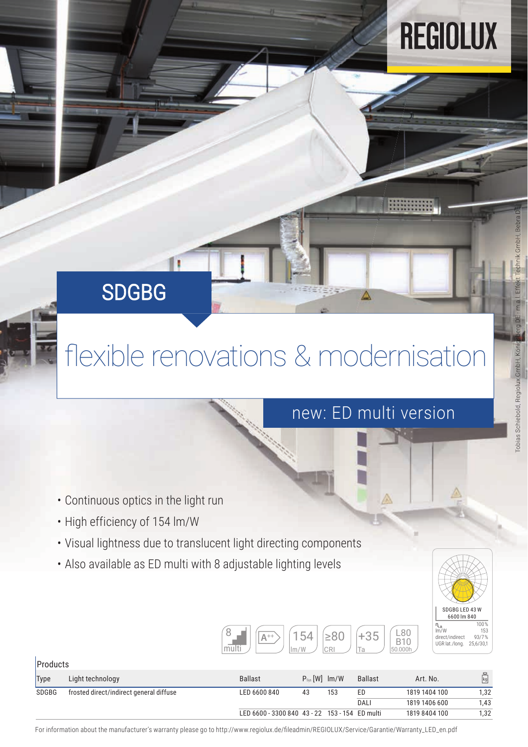REGIOLUX

# SDGBG

## flexible renovations & modernisation

new: ED multi version

- Continuous optics in the light run
- High efficiency of 154 lm/W
- Visual lightness due to translucent light directing components
- Also available as ED multi with 8 adjustable lighting levels

8 multi | A++ | 154 lm/W | ≥80 CRI | +35 Ta | L80 B10 50.000h

SDGBG LED 43 W
6600 lm 840

| | |
|---|---|
| $\eta_{LB}$ | 100 % |
| lm/W | 153 |
| direct/indirect | 93/7 % |
| UGR lat./long. | 25,6/30,1 |

Products

| Type | Light technology | Ballast | $P_{Sys}$ [W] | lm/W | Ballast | Art. No. | kg |
|---|---|---|---|---|---|---|---|
| SDGBG | frosted direct/indirect general diffuse | LED 6600 840 | 43 | 153 | ED | 1819 1404 100 | 1,32 |
| | | | | | DALI | 1819 1406 600 | 1,43 |
| | | LED 6600 - 3300 840 | 43 - 22 | 153 - 154 | ED multi | 1819 8404 100 | 1,32 |

For information about the manufacturer's warranty please go to http://www.regiolux.de/fileadmin/REGIOLUX/Service/Garantie/Warranty_LED_en.pdf

Tobias Schiebold, Regiolux GmbH, Königsberg DE; m.a.l. Effekt Technik GmbH, Bebra DE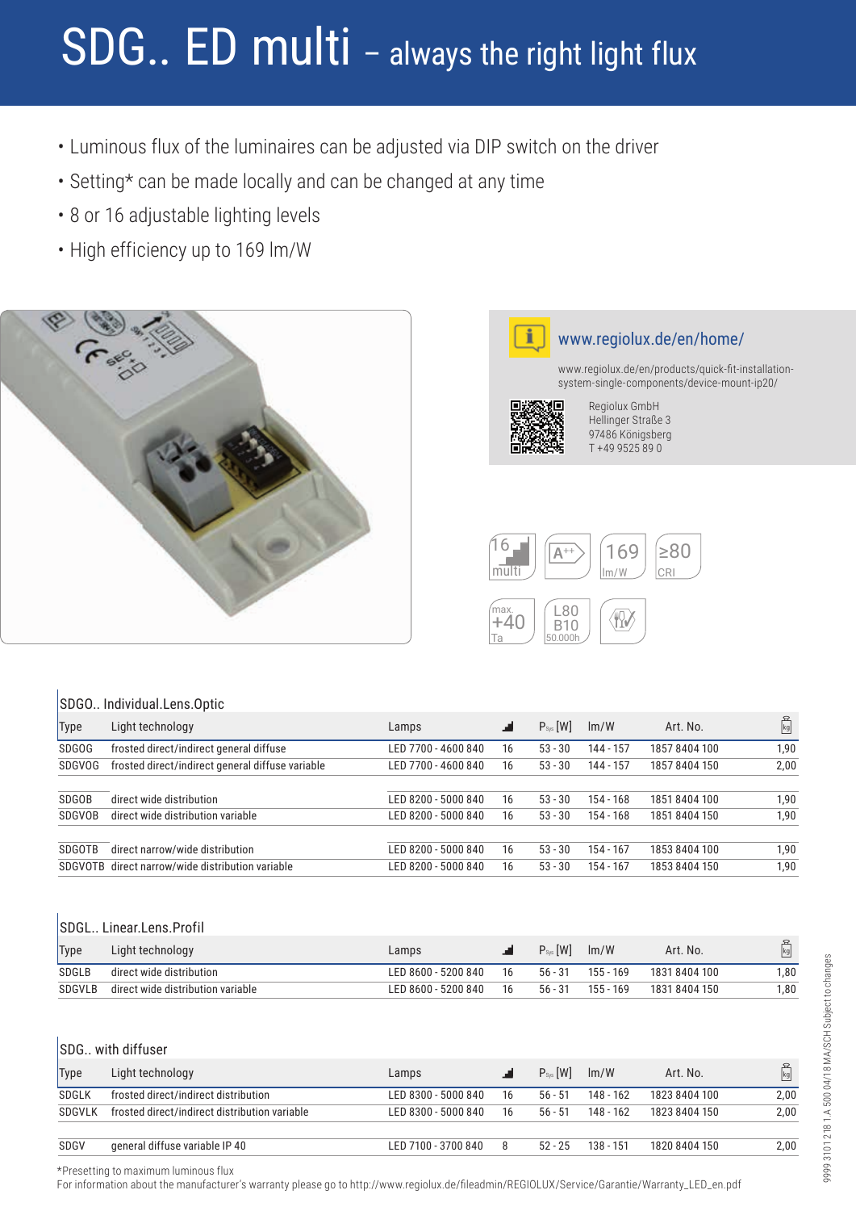# SDG.. ED multi – always the right light flux

- Luminous flux of the luminaires can be adjusted via DIP switch on the driver
- Setting* can be made locally and can be changed at any time
- 8 or 16 adjustable lighting levels
- High efficiency up to 169 lm/W

www.regiolux.de/en/home/

www.regiolux.de/en/products/quick-fit-installation-system-single-components/device-mount-ip20/

Regiolux GmbH
Hellinger Straße 3
97486 Königsberg
T +49 9525 89 0

16 multi | A++ | 169 lm/W | ≥80 CRI | max. +40 Ta | L80 B10 50.000h

### SDGO.. Individual.Lens.Optic

| Type | Light technology | Lamps | | $P_{Sys}$ [W] | lm/W | Art. No. | kg |
|---|---|---|---|---|---|---|---|
| SDGOG | frosted direct/indirect general diffuse | LED 7700 - 4600 840 | 16 | 53 - 30 | 144 - 157 | 1857 8404 100 | 1,90 |
| SDGVOG | frosted direct/indirect general diffuse variable | LED 7700 - 4600 840 | 16 | 53 - 30 | 144 - 157 | 1857 8404 150 | 2,00 |
| SDGOB | direct wide distribution | LED 8200 - 5000 840 | 16 | 53 - 30 | 154 - 168 | 1851 8404 100 | 1,90 |
| SDGVOB | direct wide distribution variable | LED 8200 - 5000 840 | 16 | 53 - 30 | 154 - 168 | 1851 8404 150 | 1,90 |
| SDGOTB | direct narrow/wide distribution | LED 8200 - 5000 840 | 16 | 53 - 30 | 154 - 167 | 1853 8404 100 | 1,90 |
| SDGVOTB | direct narrow/wide distribution variable | LED 8200 - 5000 840 | 16 | 53 - 30 | 154 - 167 | 1853 8404 150 | 1,90 |

### SDGL.. Linear.Lens.Profil

| Type | Light technology | Lamps | | $P_{Sys}$ [W] | lm/W | Art. No. | kg |
|---|---|---|---|---|---|---|---|
| SDGLB | direct wide distribution | LED 8600 - 5200 840 | 16 | 56 - 31 | 155 - 169 | 1831 8404 100 | 1,80 |
| SDGVLB | direct wide distribution variable | LED 8600 - 5200 840 | 16 | 56 - 31 | 155 - 169 | 1831 8404 150 | 1,80 |

### SDG.. with diffuser

| Type | Light technology | Lamps | | $P_{Sys}$ [W] | lm/W | Art. No. | kg |
|---|---|---|---|---|---|---|---|
| SDGLK | frosted direct/indirect distribution | LED 8300 - 5000 840 | 16 | 56 - 51 | 148 - 162 | 1823 8404 100 | 2,00 |
| SDGVLK | frosted direct/indirect distribution variable | LED 8300 - 5000 840 | 16 | 56 - 51 | 148 - 162 | 1823 8404 150 | 2,00 |
| SDGV | general diffuse variable IP 40 | LED 7100 - 3700 840 | 8 | 52 - 25 | 138 - 151 | 1820 8404 150 | 2,00 |

*Presetting to maximum luminous flux
For information about the manufacturer's warranty please go to http://www.regiolux.de/fileadmin/REGIOLUX/Service/Garantie/Warranty_LED_en.pdf

9999 3101 218 1 A 500 04/18 MA/SCH Subject to changes